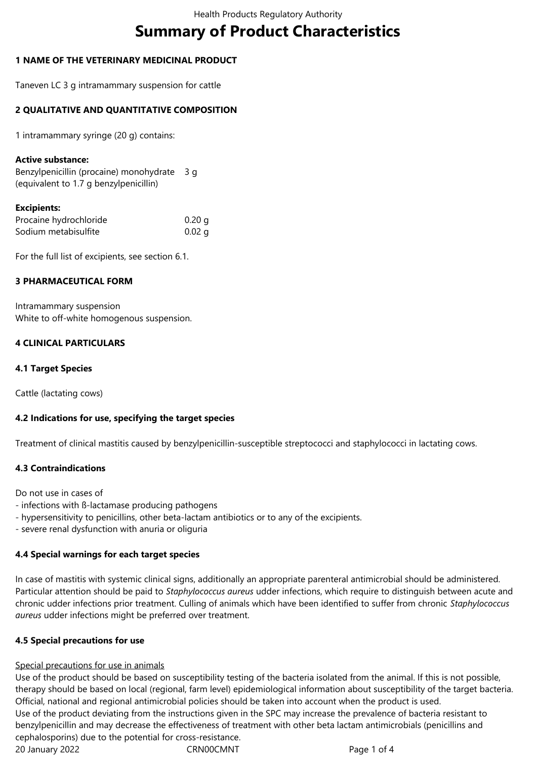# Summary of Product Characteristics

## 1 NAME OF THE VETERINARY MEDICINAL PRODUCT

Taneven LC 3 g intramammary suspension for cattle

## 2 QUALITATIVE AND QUANTITATIVE COMPOSITION

1 intramammary syringe (20 g) contains:

**Active substance:**

| | |
|---|---|
| Benzylpenicillin (procaine) monohydrate (equivalent to 1.7 g benzylpenicillin) | 3 g |

**Excipients:**

| | |
|---|---|
| Procaine hydrochloride | 0.20 g |
| Sodium metabisulfite | 0.02 g |

For the full list of excipients, see section 6.1.

## 3 PHARMACEUTICAL FORM

Intramammary suspension
White to off-white homogenous suspension.

## 4 CLINICAL PARTICULARS

### 4.1 Target Species

Cattle (lactating cows)

### 4.2 Indications for use, specifying the target species

Treatment of clinical mastitis caused by benzylpenicillin-susceptible streptococci and staphylococci in lactating cows.

### 4.3 Contraindications

Do not use in cases of
- infections with ß-lactamase producing pathogens
- hypersensitivity to penicillins, other beta-lactam antibiotics or to any of the excipients.
- severe renal dysfunction with anuria or oliguria

### 4.4 Special warnings for each target species

In case of mastitis with systemic clinical signs, additionally an appropriate parenteral antimicrobial should be administered. Particular attention should be paid to *Staphylococcus aureus* udder infections, which require to distinguish between acute and chronic udder infections prior treatment. Culling of animals which have been identified to suffer from chronic *Staphylococcus aureus* udder infections might be preferred over treatment.

### 4.5 Special precautions for use

Special precautions for use in animals

Use of the product should be based on susceptibility testing of the bacteria isolated from the animal. If this is not possible, therapy should be based on local (regional, farm level) epidemiological information about susceptibility of the target bacteria. Official, national and regional antimicrobial policies should be taken into account when the product is used.
Use of the product deviating from the instructions given in the SPC may increase the prevalence of bacteria resistant to benzylpenicillin and may decrease the effectiveness of treatment with other beta lactam antimicrobials (penicillins and cephalosporins) due to the potential for cross-resistance.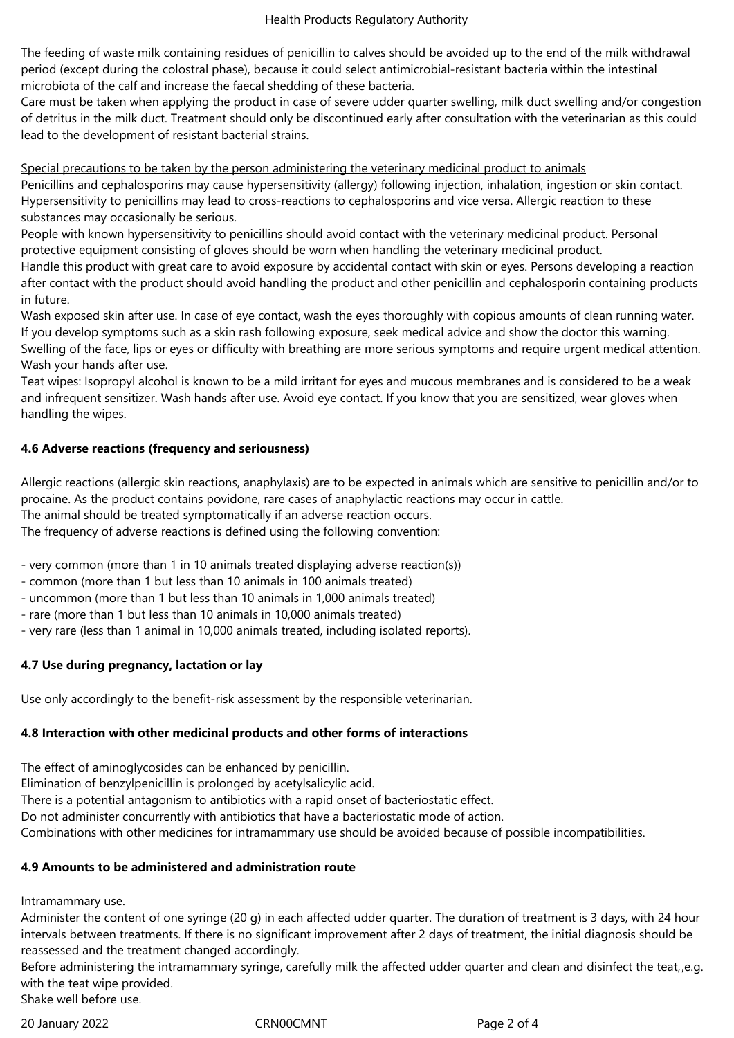The feeding of waste milk containing residues of penicillin to calves should be avoided up to the end of the milk withdrawal period (except during the colostral phase), because it could select antimicrobial-resistant bacteria within the intestinal microbiota of the calf and increase the faecal shedding of these bacteria.
Care must be taken when applying the product in case of severe udder quarter swelling, milk duct swelling and/or congestion of detritus in the milk duct. Treatment should only be discontinued early after consultation with the veterinarian as this could lead to the development of resistant bacterial strains.

Special precautions to be taken by the person administering the veterinary medicinal product to animals
Penicillins and cephalosporins may cause hypersensitivity (allergy) following injection, inhalation, ingestion or skin contact. Hypersensitivity to penicillins may lead to cross-reactions to cephalosporins and vice versa. Allergic reaction to these substances may occasionally be serious.
People with known hypersensitivity to penicillins should avoid contact with the veterinary medicinal product. Personal protective equipment consisting of gloves should be worn when handling the veterinary medicinal product.
Handle this product with great care to avoid exposure by accidental contact with skin or eyes. Persons developing a reaction after contact with the product should avoid handling the product and other penicillin and cephalosporin containing products in future.
Wash exposed skin after use. In case of eye contact, wash the eyes thoroughly with copious amounts of clean running water.
If you develop symptoms such as a skin rash following exposure, seek medical advice and show the doctor this warning.
Swelling of the face, lips or eyes or difficulty with breathing are more serious symptoms and require urgent medical attention.
Wash your hands after use.
Teat wipes: Isopropyl alcohol is known to be a mild irritant for eyes and mucous membranes and is considered to be a weak and infrequent sensitizer. Wash hands after use. Avoid eye contact. If you know that you are sensitized, wear gloves when handling the wipes.

### 4.6 Adverse reactions (frequency and seriousness)

Allergic reactions (allergic skin reactions, anaphylaxis) are to be expected in animals which are sensitive to penicillin and/or to procaine. As the product contains povidone, rare cases of anaphylactic reactions may occur in cattle.
The animal should be treated symptomatically if an adverse reaction occurs.
The frequency of adverse reactions is defined using the following convention:

- very common (more than 1 in 10 animals treated displaying adverse reaction(s))
- common (more than 1 but less than 10 animals in 100 animals treated)
- uncommon (more than 1 but less than 10 animals in 1,000 animals treated)
- rare (more than 1 but less than 10 animals in 10,000 animals treated)
- very rare (less than 1 animal in 10,000 animals treated, including isolated reports).

### 4.7 Use during pregnancy, lactation or lay

Use only accordingly to the benefit-risk assessment by the responsible veterinarian.

### 4.8 Interaction with other medicinal products and other forms of interactions

The effect of aminoglycosides can be enhanced by penicillin.
Elimination of benzylpenicillin is prolonged by acetylsalicylic acid.
There is a potential antagonism to antibiotics with a rapid onset of bacteriostatic effect.
Do not administer concurrently with antibiotics that have a bacteriostatic mode of action.
Combinations with other medicines for intramammary use should be avoided because of possible incompatibilities.

### 4.9 Amounts to be administered and administration route

Intramammary use.
Administer the content of one syringe (20 g) in each affected udder quarter. The duration of treatment is 3 days, with 24 hour intervals between treatments. If there is no significant improvement after 2 days of treatment, the initial diagnosis should be reassessed and the treatment changed accordingly.
Before administering the intramammary syringe, carefully milk the affected udder quarter and clean and disinfect the teat,,e.g. with the teat wipe provided.
Shake well before use.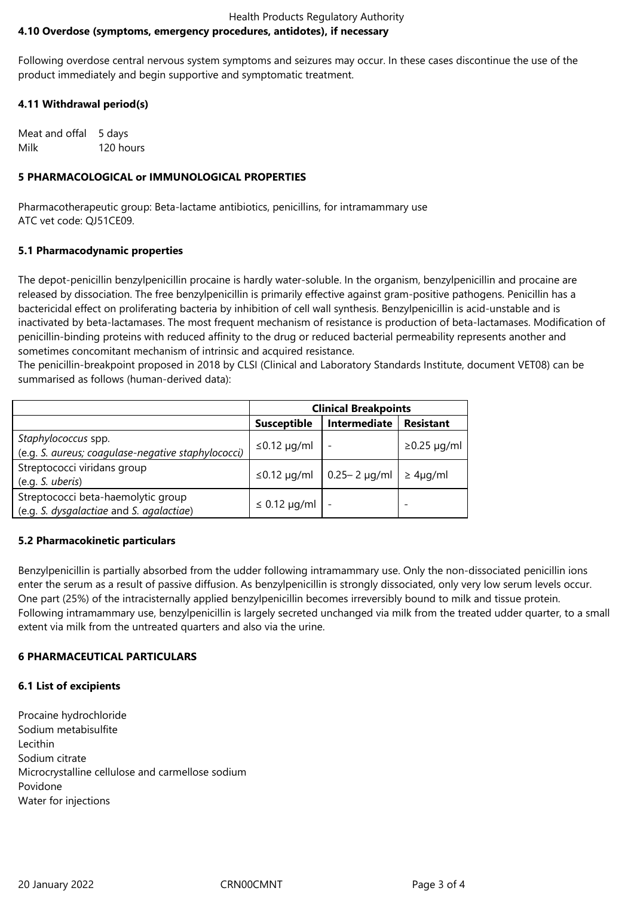### 4.10 Overdose (symptoms, emergency procedures, antidotes), if necessary

Following overdose central nervous system symptoms and seizures may occur. In these cases discontinue the use of the product immediately and begin supportive and symptomatic treatment.

### 4.11 Withdrawal period(s)

Meat and offal 5 days
Milk 120 hours

## 5 PHARMACOLOGICAL or IMMUNOLOGICAL PROPERTIES

Pharmacotherapeutic group: Beta-lactame antibiotics, penicillins, for intramammary use
ATC vet code: QJ51CE09.

### 5.1 Pharmacodynamic properties

The depot-penicillin benzylpenicillin procaine is hardly water-soluble. In the organism, benzylpenicillin and procaine are released by dissociation. The free benzylpenicillin is primarily effective against gram-positive pathogens. Penicillin has a bactericidal effect on proliferating bacteria by inhibition of cell wall synthesis. Benzylpenicillin is acid-unstable and is inactivated by beta-lactamases. The most frequent mechanism of resistance is production of beta-lactamases. Modification of penicillin-binding proteins with reduced affinity to the drug or reduced bacterial permeability represents another and sometimes concomitant mechanism of intrinsic and acquired resistance.
The penicillin-breakpoint proposed in 2018 by CLSI (Clinical and Laboratory Standards Institute, document VET08) can be summarised as follows (human-derived data):

| | Clinical Breakpoints | | |
|---|---|---|---|
| | **Susceptible** | **Intermediate** | **Resistant** |
| *Staphylococcus* spp.<br>(e.g. *S. aureus; coagulase-negative staphylococci*) | ≤0.12 µg/ml | - | ≥0.25 µg/ml |
| Streptococci viridans group<br>(e.g. *S. uberis*) | ≤0.12 µg/ml | 0.25– 2 µg/ml | ≥ 4µg/ml |
| Streptococci beta-haemolytic group<br>(e.g. *S. dysgalactiae* and *S. agalactiae*) | ≤ 0.12 µg/ml | - | - |

### 5.2 Pharmacokinetic particulars

Benzylpenicillin is partially absorbed from the udder following intramammary use. Only the non-dissociated penicillin ions enter the serum as a result of passive diffusion. As benzylpenicillin is strongly dissociated, only very low serum levels occur. One part (25%) of the intracisternally applied benzylpenicillin becomes irreversibly bound to milk and tissue protein. Following intramammary use, benzylpenicillin is largely secreted unchanged via milk from the treated udder quarter, to a small extent via milk from the untreated quarters and also via the urine.

## 6 PHARMACEUTICAL PARTICULARS

### 6.1 List of excipients

Procaine hydrochloride
Sodium metabisulfite
Lecithin
Sodium citrate
Microcrystalline cellulose and carmellose sodium
Povidone
Water for injections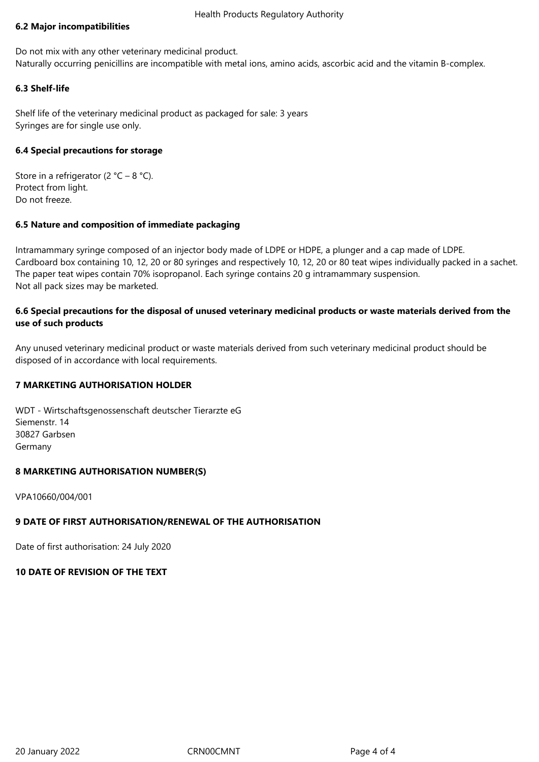**6.2 Major incompatibilities**

Do not mix with any other veterinary medicinal product.
Naturally occurring penicillins are incompatible with metal ions, amino acids, ascorbic acid and the vitamin B-complex.

**6.3 Shelf-life**

Shelf life of the veterinary medicinal product as packaged for sale: 3 years
Syringes are for single use only.

**6.4 Special precautions for storage**

Store in a refrigerator (2 °C – 8 °C).
Protect from light.
Do not freeze.

**6.5 Nature and composition of immediate packaging**

Intramammary syringe composed of an injector body made of LDPE or HDPE, a plunger and a cap made of LDPE.
Cardboard box containing 10, 12, 20 or 80 syringes and respectively 10, 12, 20 or 80 teat wipes individually packed in a sachet.
The paper teat wipes contain 70% isopropanol. Each syringe contains 20 g intramammary suspension.
Not all pack sizes may be marketed.

**6.6 Special precautions for the disposal of unused veterinary medicinal products or waste materials derived from the use of such products**

Any unused veterinary medicinal product or waste materials derived from such veterinary medicinal product should be disposed of in accordance with local requirements.

**7 MARKETING AUTHORISATION HOLDER**

WDT - Wirtschaftsgenossenschaft deutscher Tierarzte eG
Siemenstr. 14
30827 Garbsen
Germany

**8 MARKETING AUTHORISATION NUMBER(S)**

VPA10660/004/001

**9 DATE OF FIRST AUTHORISATION/RENEWAL OF THE AUTHORISATION**

Date of first authorisation: 24 July 2020

**10 DATE OF REVISION OF THE TEXT**